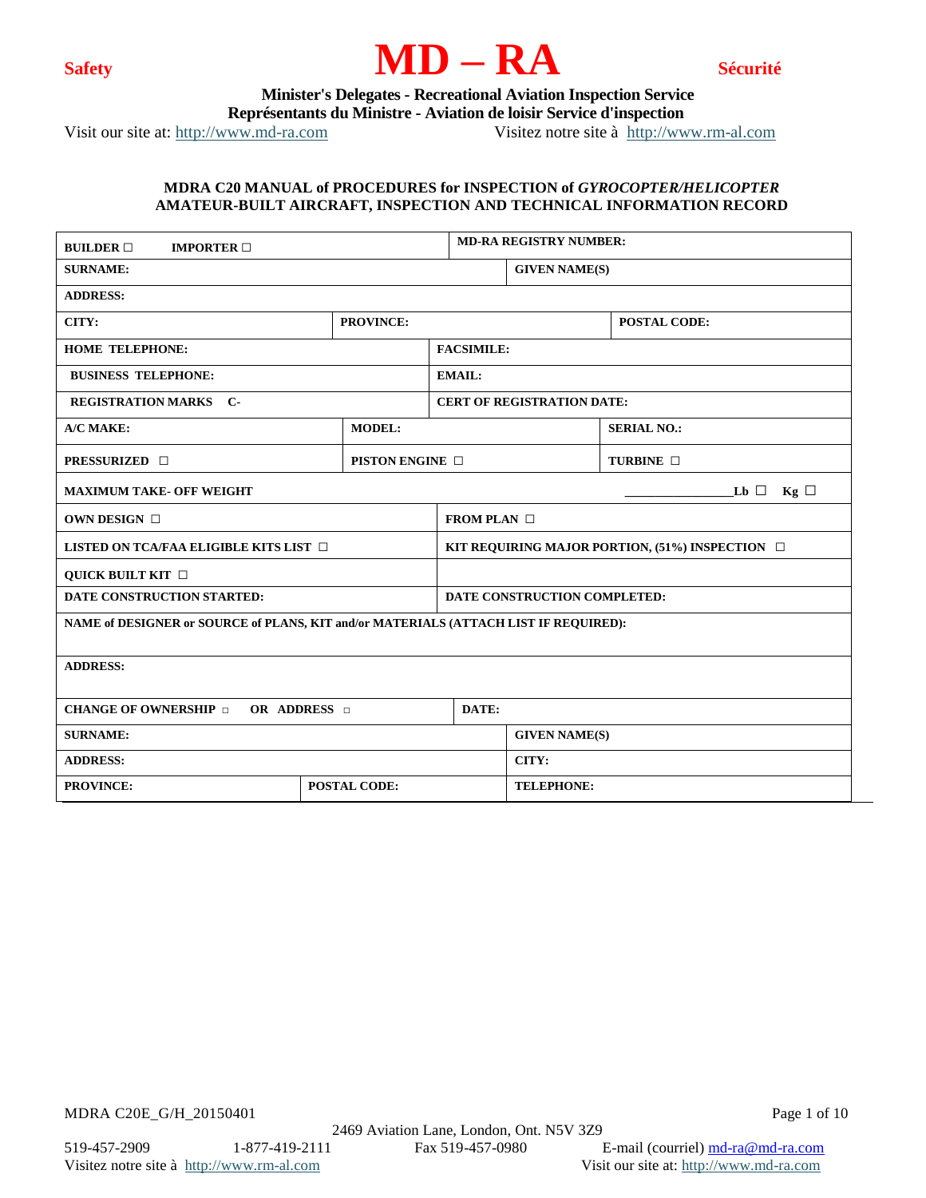**Safety** **MD – RA** **Sécurité**

**Minister's Delegates - Recreational Aviation Inspection Service**
**Représentants du Ministre - Aviation de loisir Service d'inspection**

Visit our site at: http://www.md-ra.com Visitez notre site à http://www.rm-al.com

### MDRA C20 MANUAL of PROCEDURES for INSPECTION of *GYROCOPTER/HELICOPTER* AMATEUR-BUILT AIRCRAFT, INSPECTION AND TECHNICAL INFORMATION RECORD

| | | |
|---|---|---|
| **BUILDER ☐ IMPORTER ☐** | **MD-RA REGISTRY NUMBER:** | |
| **SURNAME:** | **GIVEN NAME(S)** | |
| **ADDRESS:** | | |
| **CITY:** | **PROVINCE:** | **POSTAL CODE:** |
| **HOME TELEPHONE:** | **FACSIMILE:** | |
| **BUSINESS TELEPHONE:** | **EMAIL:** | |
| **REGISTRATION MARKS C-** | **CERT OF REGISTRATION DATE:** | |
| **A/C MAKE:** | **MODEL:** | **SERIAL NO.:** |
| **PRESSURIZED ☐** | **PISTON ENGINE ☐** | **TURBINE ☐** |
| **MAXIMUM TAKE- OFF WEIGHT** | | **\_\_\_\_\_\_\_\_\_\_\_\_\_\_\_\_Lb ☐ Kg ☐** |
| **OWN DESIGN ☐** | **FROM PLAN ☐** | |
| **LISTED ON TCA/FAA ELIGIBLE KITS LIST ☐** | **KIT REQUIRING MAJOR PORTION, (51%) INSPECTION ☐** | |
| **QUICK BUILT KIT ☐** | | |
| **DATE CONSTRUCTION STARTED:** | **DATE CONSTRUCTION COMPLETED:** | |
| **NAME of DESIGNER or SOURCE of PLANS, KIT and/or MATERIALS (ATTACH LIST IF REQUIRED):** | | |
| **ADDRESS:** | | |
| **CHANGE OF OWNERSHIP ☐ OR ADDRESS ☐** | **DATE:** | |
| **SURNAME:** | **GIVEN NAME(S)** | |
| **ADDRESS:** | **CITY:** | |
| **PROVINCE:** | **POSTAL CODE:** | **TELEPHONE:** |

MDRA C20E_G/H_20150401

2469 Aviation Lane, London, Ont. N5V 3Z9
519-457-2909 1-877-419-2111 Fax 519-457-0980 E-mail (courriel) md-ra@md-ra.com
Visitez notre site à http://www.rm-al.com Visit our site at: http://www.md-ra.com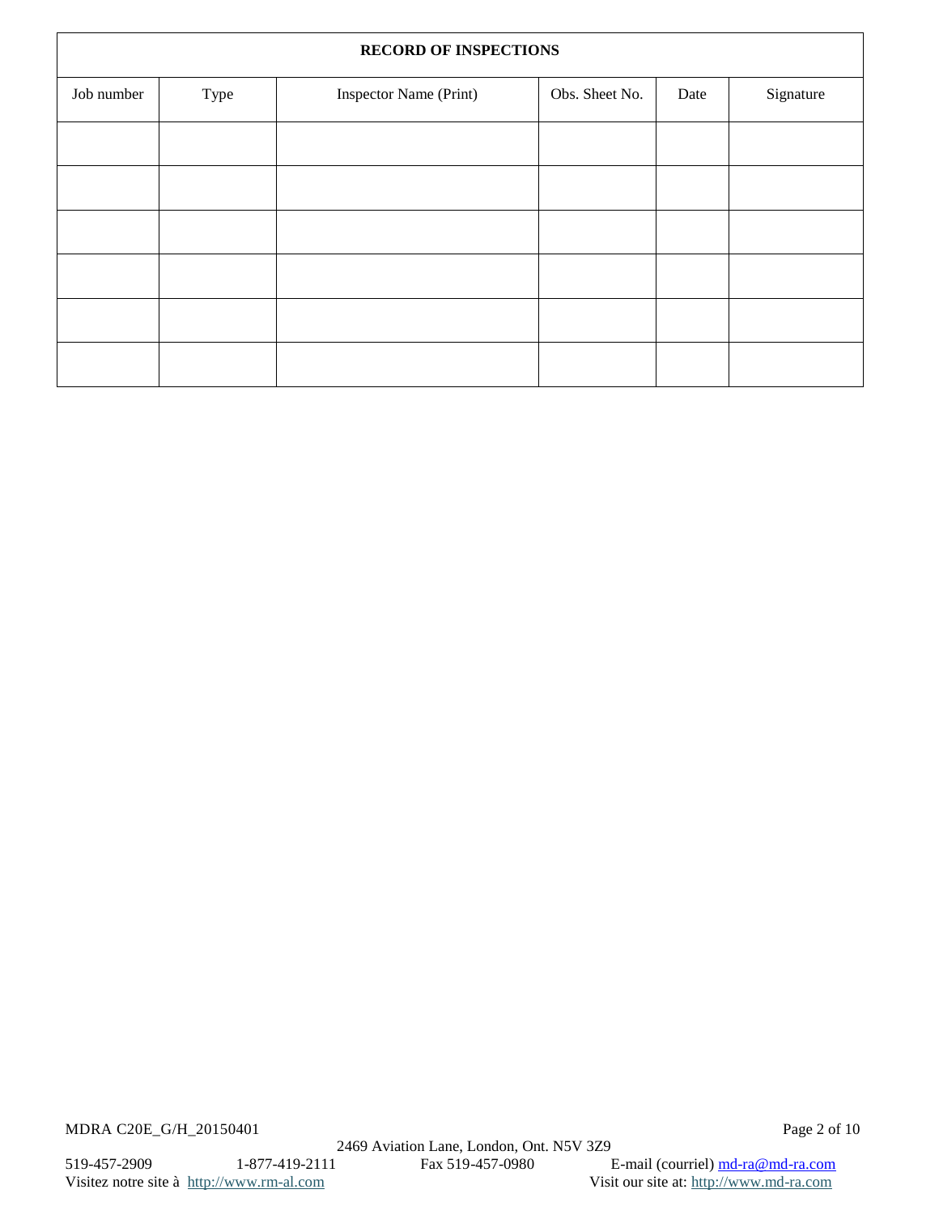| RECORD OF INSPECTIONS | | | | | |
|---|---|---|---|---|---|
| Job number | Type | Inspector Name (Print) | Obs. Sheet No. | Date | Signature |
| | | | | | |
| | | | | | |
| | | | | | |
| | | | | | |
| | | | | | |
| | | | | | |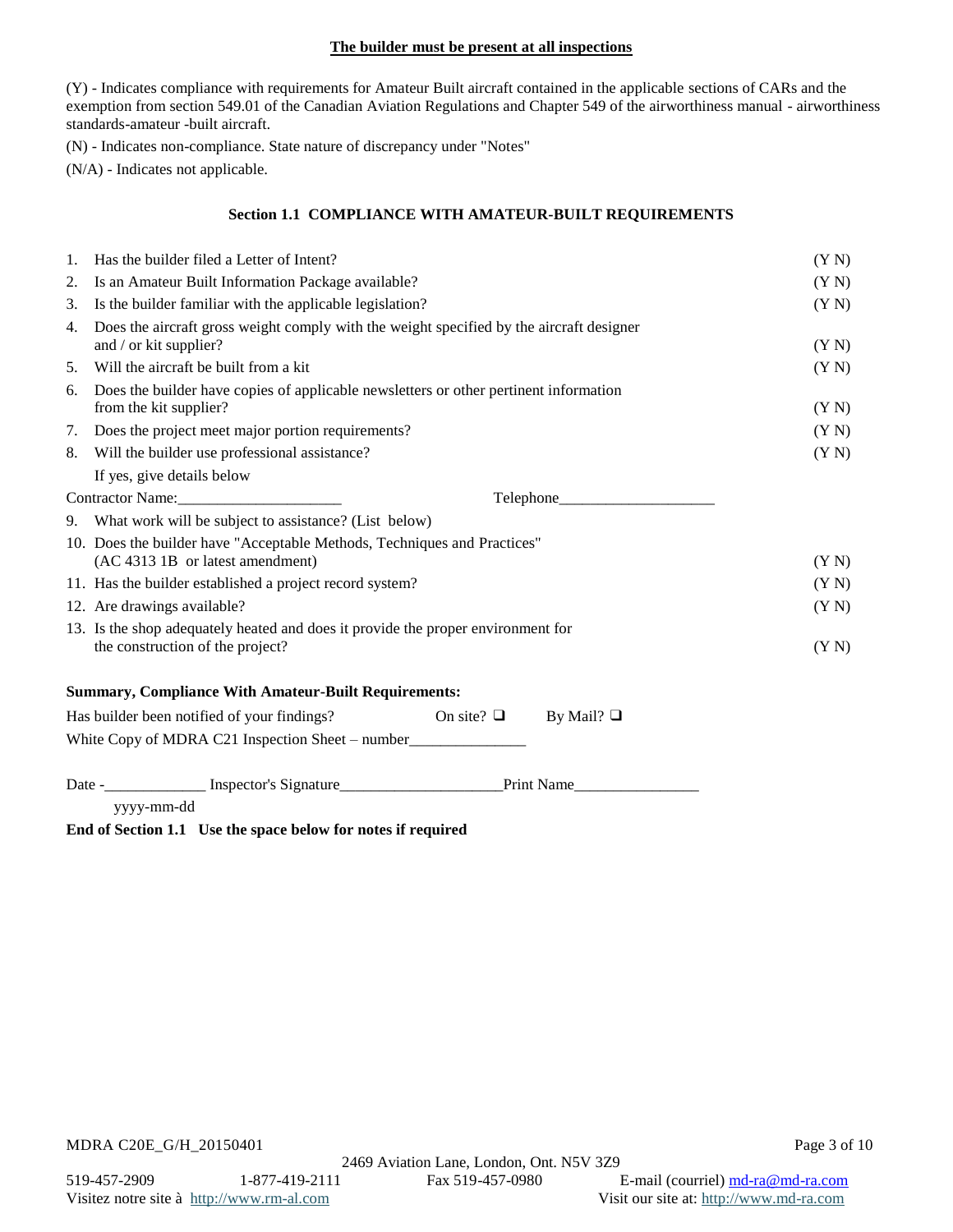**The builder must be present at all inspections**

(Y) - Indicates compliance with requirements for Amateur Built aircraft contained in the applicable sections of CARs and the exemption from section 549.01 of the Canadian Aviation Regulations and Chapter 549 of the airworthiness manual - airworthiness standards-amateur -built aircraft.

(N) - Indicates non-compliance. State nature of discrepancy under "Notes"

(N/A) - Indicates not applicable.

### Section 1.1 COMPLIANCE WITH AMATEUR-BUILT REQUIREMENTS

1. Has the builder filed a Letter of Intent? (Y N)
2. Is an Amateur Built Information Package available? (Y N)
3. Is the builder familiar with the applicable legislation? (Y N)
4. Does the aircraft gross weight comply with the weight specified by the aircraft designer and / or kit supplier? (Y N)
5. Will the aircraft be built from a kit (Y N)
6. Does the builder have copies of applicable newsletters or other pertinent information from the kit supplier? (Y N)
7. Does the project meet major portion requirements? (Y N)
8. Will the builder use professional assistance? (Y N)
   If yes, give details below

Contractor Name:____________________ Telephone____________________

9. What work will be subject to assistance? (List below)
10. Does the builder have "Acceptable Methods, Techniques and Practices" (AC 4313 1B or latest amendment) (Y N)
11. Has the builder established a project record system? (Y N)
12. Are drawings available? (Y N)
13. Is the shop adequately heated and does it provide the proper environment for the construction of the project? (Y N)

**Summary, Compliance With Amateur-Built Requirements:**

Has builder been notified of your findings? On site? ❑ By Mail? ❑

White Copy of MDRA C21 Inspection Sheet – number_______________

Date -_____________ Inspector's Signature____________________Print Name________________
yyyy-mm-dd

**End of Section 1.1 Use the space below for notes if required**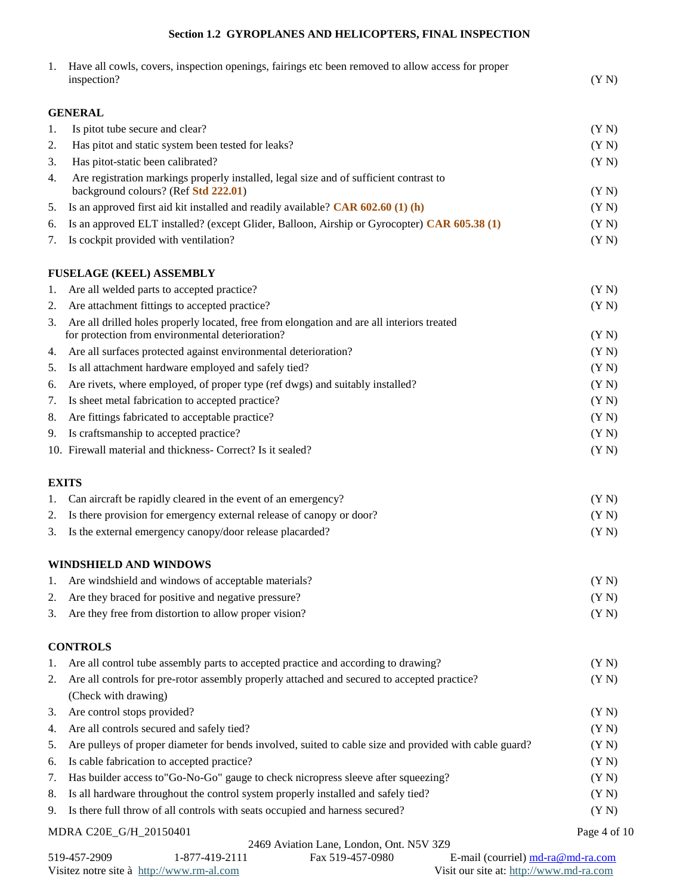## Section 1.2 GYROPLANES AND HELICOPTERS, FINAL INSPECTION

1. Have all cowls, covers, inspection openings, fairings etc been removed to allow access for proper inspection? (Y N)

### GENERAL

1. Is pitot tube secure and clear? (Y N)
2. Has pitot and static system been tested for leaks? (Y N)
3. Has pitot-static been calibrated? (Y N)
4. Are registration markings properly installed, legal size and of sufficient contrast to background colours? (Ref **Std 222.01**) (Y N)
5. Is an approved first aid kit installed and readily available? **CAR 602.60 (1) (h)** (Y N)
6. Is an approved ELT installed? (except Glider, Balloon, Airship or Gyrocopter) **CAR 605.38 (1)** (Y N)
7. Is cockpit provided with ventilation? (Y N)

### FUSELAGE (KEEL) ASSEMBLY

1. Are all welded parts to accepted practice? (Y N)
2. Are attachment fittings to accepted practice? (Y N)
3. Are all drilled holes properly located, free from elongation and are all interiors treated for protection from environmental deterioration? (Y N)
4. Are all surfaces protected against environmental deterioration? (Y N)
5. Is all attachment hardware employed and safely tied? (Y N)
6. Are rivets, where employed, of proper type (ref dwgs) and suitably installed? (Y N)
7. Is sheet metal fabrication to accepted practice? (Y N)
8. Are fittings fabricated to acceptable practice? (Y N)
9. Is craftsmanship to accepted practice? (Y N)
10. Firewall material and thickness- Correct? Is it sealed? (Y N)

### EXITS

1. Can aircraft be rapidly cleared in the event of an emergency? (Y N)
2. Is there provision for emergency external release of canopy or door? (Y N)
3. Is the external emergency canopy/door release placarded? (Y N)

### WINDSHIELD AND WINDOWS

1. Are windshield and windows of acceptable materials? (Y N)
2. Are they braced for positive and negative pressure? (Y N)
3. Are they free from distortion to allow proper vision? (Y N)

### CONTROLS

1. Are all control tube assembly parts to accepted practice and according to drawing? (Y N)
2. Are all controls for pre-rotor assembly properly attached and secured to accepted practice? (Check with drawing) (Y N)
3. Are control stops provided? (Y N)
4. Are all controls secured and safely tied? (Y N)
5. Are pulleys of proper diameter for bends involved, suited to cable size and provided with cable guard? (Y N)
6. Is cable fabrication to accepted practice? (Y N)
7. Has builder access to"Go-No-Go" gauge to check nicropress sleeve after squeezing? (Y N)
8. Is all hardware throughout the control system properly installed and safely tied? (Y N)
9. Is there full throw of all controls with seats occupied and harness secured? (Y N)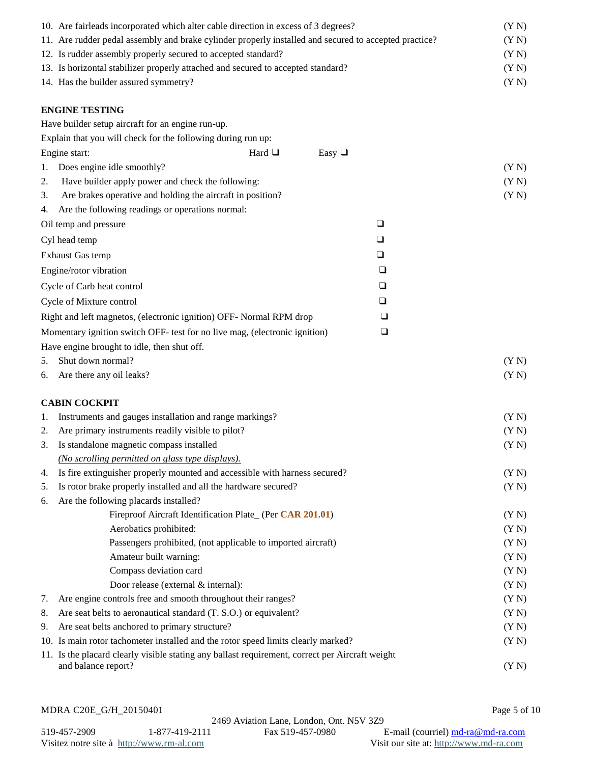10. Are fairleads incorporated which alter cable direction in excess of 3 degrees? (Y N)
11. Are rudder pedal assembly and brake cylinder properly installed and secured to accepted practice? (Y N)
12. Is rudder assembly properly secured to accepted standard? (Y N)
13. Is horizontal stabilizer properly attached and secured to accepted standard? (Y N)
14. Has the builder assured symmetry? (Y N)

**ENGINE TESTING**

Have builder setup aircraft for an engine run-up.

Explain that you will check for the following during run up:

Engine start: Hard ❑ Easy ❑

1. Does engine idle smoothly? (Y N)
2. Have builder apply power and check the following: (Y N)
3. Are brakes operative and holding the aircraft in position? (Y N)
4. Are the following readings or operations normal:

Oil temp and pressure ❑

Cyl head temp ❑

Exhaust Gas temp ❑

Engine/rotor vibration ❑

Cycle of Carb heat control ❑

Cycle of Mixture control ❑

Right and left magnetos, (electronic ignition) OFF- Normal RPM drop ❑

Momentary ignition switch OFF- test for no live mag, (electronic ignition) ❑

Have engine brought to idle, then shut off.

5. Shut down normal? (Y N)
6. Are there any oil leaks? (Y N)

**CABIN COCKPIT**

1. Instruments and gauges installation and range markings? (Y N)
2. Are primary instruments readily visible to pilot? (Y N)
3. Is standalone magnetic compass installed (Y N)
   *(No scrolling permitted on glass type displays).*
4. Is fire extinguisher properly mounted and accessible with harness secured? (Y N)
5. Is rotor brake properly installed and all the hardware secured? (Y N)
6. Are the following placards installed?
   - Fireproof Aircraft Identification Plate_ (Per **CAR 201.01**) (Y N)
   - Aerobatics prohibited: (Y N)
   - Passengers prohibited, (not applicable to imported aircraft) (Y N)
   - Amateur built warning: (Y N)
   - Compass deviation card (Y N)
   - Door release (external & internal): (Y N)
7. Are engine controls free and smooth throughout their ranges? (Y N)
8. Are seat belts to aeronautical standard (T. S.O.) or equivalent? (Y N)
9. Are seat belts anchored to primary structure? (Y N)
10. Is main rotor tachometer installed and the rotor speed limits clearly marked? (Y N)
11. Is the placard clearly visible stating any ballast requirement, correct per Aircraft weight and balance report? (Y N)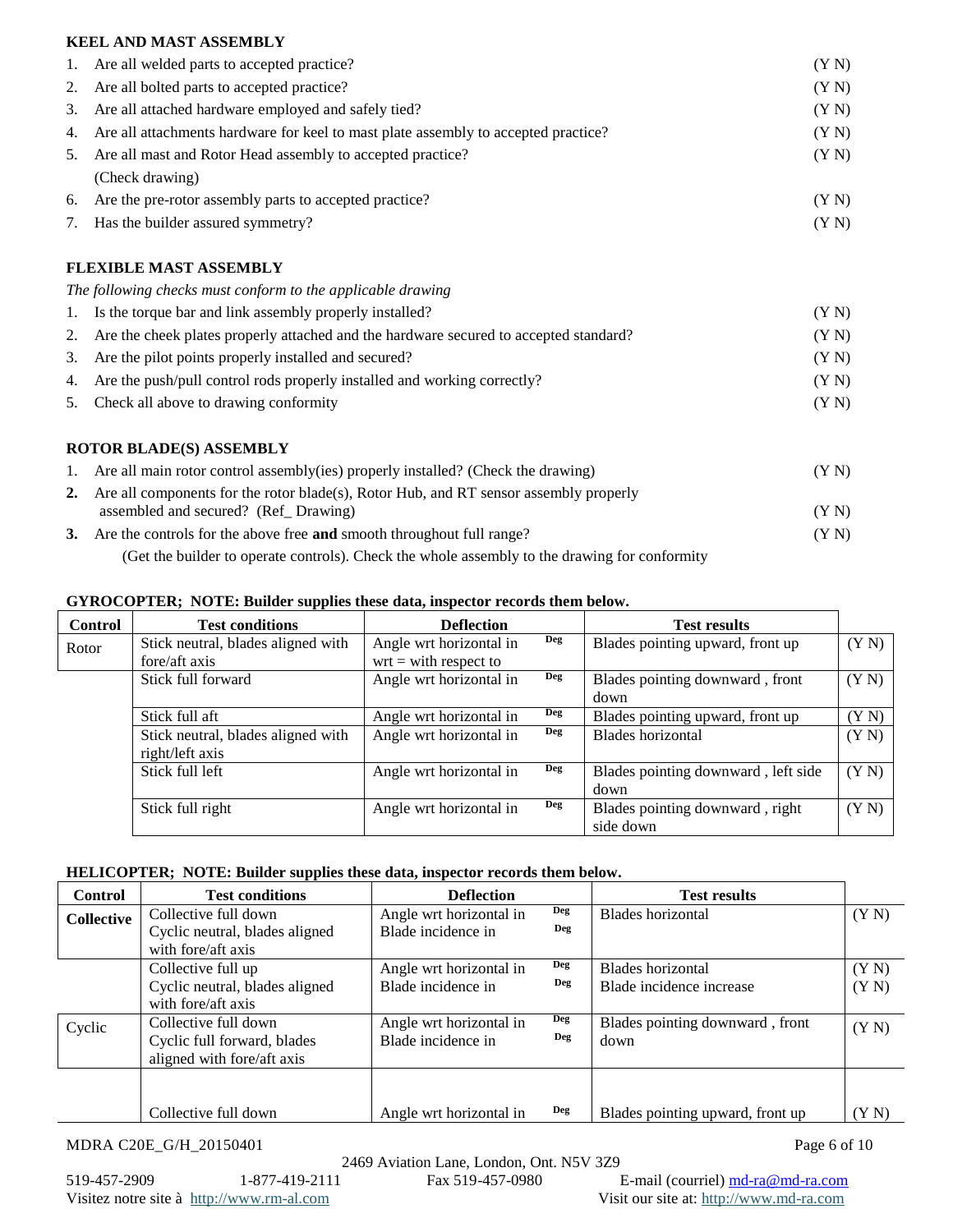**KEEL AND MAST ASSEMBLY**

1. Are all welded parts to accepted practice? (Y N)
2. Are all bolted parts to accepted practice? (Y N)
3. Are all attached hardware employed and safely tied? (Y N)
4. Are all attachments hardware for keel to mast plate assembly to accepted practice? (Y N)
5. Are all mast and Rotor Head assembly to accepted practice? (Y N)
   (Check drawing)
6. Are the pre-rotor assembly parts to accepted practice? (Y N)
7. Has the builder assured symmetry? (Y N)

**FLEXIBLE MAST ASSEMBLY**

*The following checks must conform to the applicable drawing*

1. Is the torque bar and link assembly properly installed? (Y N)
2. Are the cheek plates properly attached and the hardware secured to accepted standard? (Y N)
3. Are the pilot points properly installed and secured? (Y N)
4. Are the push/pull control rods properly installed and working correctly? (Y N)
5. Check all above to drawing conformity (Y N)

**ROTOR BLADE(S) ASSEMBLY**

1. Are all main rotor control assembly(ies) properly installed? (Check the drawing) (Y N)
2. Are all components for the rotor blade(s), Rotor Hub, and RT sensor assembly properly assembled and secured? (Ref_ Drawing) (Y N)
3. Are the controls for the above free **and** smooth throughout full range? (Y N)
   (Get the builder to operate controls). Check the whole assembly to the drawing for conformity

**GYROCOPTER; NOTE: Builder supplies these data, inspector records them below.**

| Control | Test conditions | Deflection | Test results | |
|---|---|---|---|---|
| Rotor | Stick neutral, blades aligned with fore/aft axis | Angle wrt horizontal in Deg<br>wrt = with respect to | Blades pointing upward, front up | (Y N) |
| | Stick full forward | Angle wrt horizontal in Deg | Blades pointing downward , front down | (Y N) |
| | Stick full aft | Angle wrt horizontal in Deg | Blades pointing upward, front up | (Y N) |
| | Stick neutral, blades aligned with right/left axis | Angle wrt horizontal in Deg | Blades horizontal | (Y N) |
| | Stick full left | Angle wrt horizontal in Deg | Blades pointing downward , left side down | (Y N) |
| | Stick full right | Angle wrt horizontal in Deg | Blades pointing downward , right side down | (Y N) |

**HELICOPTER; NOTE: Builder supplies these data, inspector records them below.**

| Control | Test conditions | Deflection | Test results | |
|---|---|---|---|---|
| **Collective** | Collective full down<br>Cyclic neutral, blades aligned with fore/aft axis | Angle wrt horizontal in Deg<br>Blade incidence in Deg | Blades horizontal | (Y N) |
| | Collective full up<br>Cyclic neutral, blades aligned with fore/aft axis | Angle wrt horizontal in Deg<br>Blade incidence in Deg | Blades horizontal<br>Blade incidence increase | (Y N)<br>(Y N) |
| Cyclic | Collective full down<br>Cyclic full forward, blades aligned with fore/aft axis | Angle wrt horizontal in Deg<br>Blade incidence in Deg | Blades pointing downward , front down | (Y N) |
| | Collective full down | Angle wrt horizontal in Deg | Blades pointing upward, front up | (Y N) |

MDRA C20E_G/H_20150401

2469 Aviation Lane, London, Ont. N5V 3Z9
519-457-2909 1-877-419-2111 Fax 519-457-0980 E-mail (courriel) md-ra@md-ra.com
Visitez notre site à http://www.rm-al.com Visit our site at: http://www.md-ra.com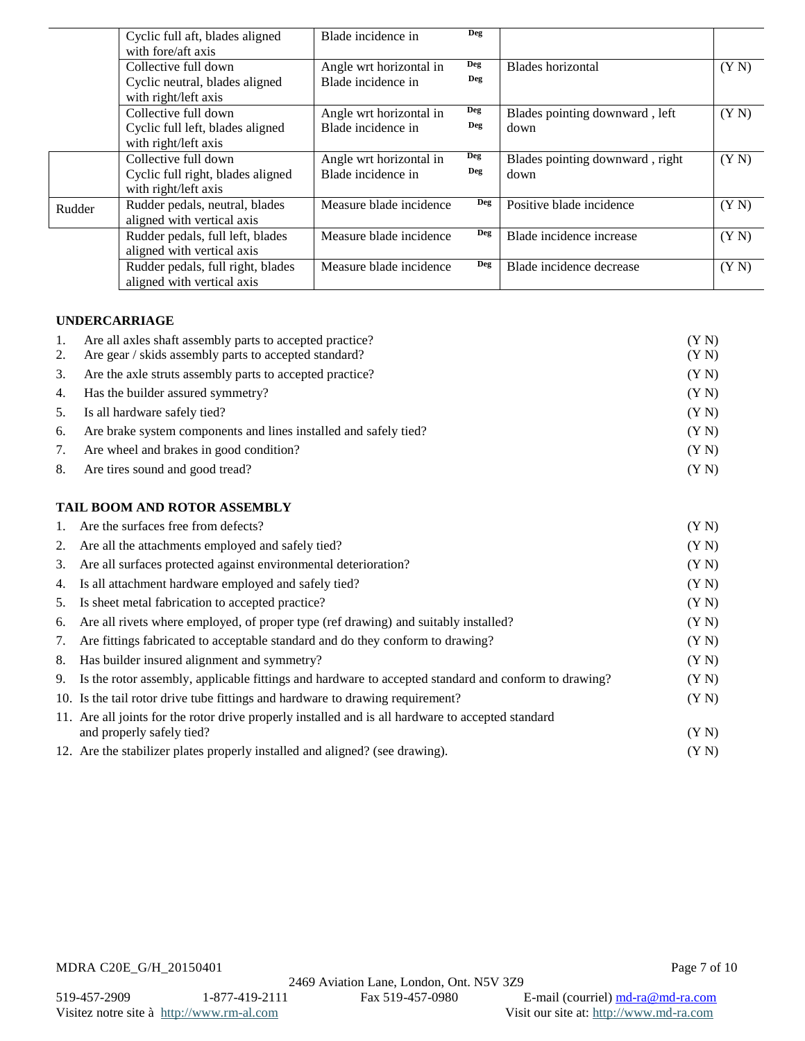| | | | | |
|---|---|---|---|---|
| | Cyclic full aft, blades aligned with fore/aft axis | Blade incidence in Deg | | |
| | Collective full down<br>Cyclic neutral, blades aligned with right/left axis | Angle wrt horizontal in Deg<br>Blade incidence in Deg | Blades horizontal | (Y N) |
| | Collective full down<br>Cyclic full left, blades aligned with right/left axis | Angle wrt horizontal in Deg<br>Blade incidence in Deg | Blades pointing downward , left down | (Y N) |
| | Collective full down<br>Cyclic full right, blades aligned with right/left axis | Angle wrt horizontal in Deg<br>Blade incidence in Deg | Blades pointing downward , right down | (Y N) |
| Rudder | Rudder pedals, neutral, blades aligned with vertical axis | Measure blade incidence Deg | Positive blade incidence | (Y N) |
| | Rudder pedals, full left, blades aligned with vertical axis | Measure blade incidence Deg | Blade incidence increase | (Y N) |
| | Rudder pedals, full right, blades aligned with vertical axis | Measure blade incidence Deg | Blade incidence decrease | (Y N) |

**UNDERCARRIAGE**

1. Are all axles shaft assembly parts to accepted practice? (Y N)
2. Are gear / skids assembly parts to accepted standard? (Y N)
3. Are the axle struts assembly parts to accepted practice? (Y N)
4. Has the builder assured symmetry? (Y N)
5. Is all hardware safely tied? (Y N)
6. Are brake system components and lines installed and safely tied? (Y N)
7. Are wheel and brakes in good condition? (Y N)
8. Are tires sound and good tread? (Y N)

**TAIL BOOM AND ROTOR ASSEMBLY**

1. Are the surfaces free from defects? (Y N)
2. Are all the attachments employed and safely tied? (Y N)
3. Are all surfaces protected against environmental deterioration? (Y N)
4. Is all attachment hardware employed and safely tied? (Y N)
5. Is sheet metal fabrication to accepted practice? (Y N)
6. Are all rivets where employed, of proper type (ref drawing) and suitably installed? (Y N)
7. Are fittings fabricated to acceptable standard and do they conform to drawing? (Y N)
8. Has builder insured alignment and symmetry? (Y N)
9. Is the rotor assembly, applicable fittings and hardware to accepted standard and conform to drawing? (Y N)
10. Is the tail rotor drive tube fittings and hardware to drawing requirement? (Y N)
11. Are all joints for the rotor drive properly installed and is all hardware to accepted standard and properly safely tied? (Y N)
12. Are the stabilizer plates properly installed and aligned? (see drawing). (Y N)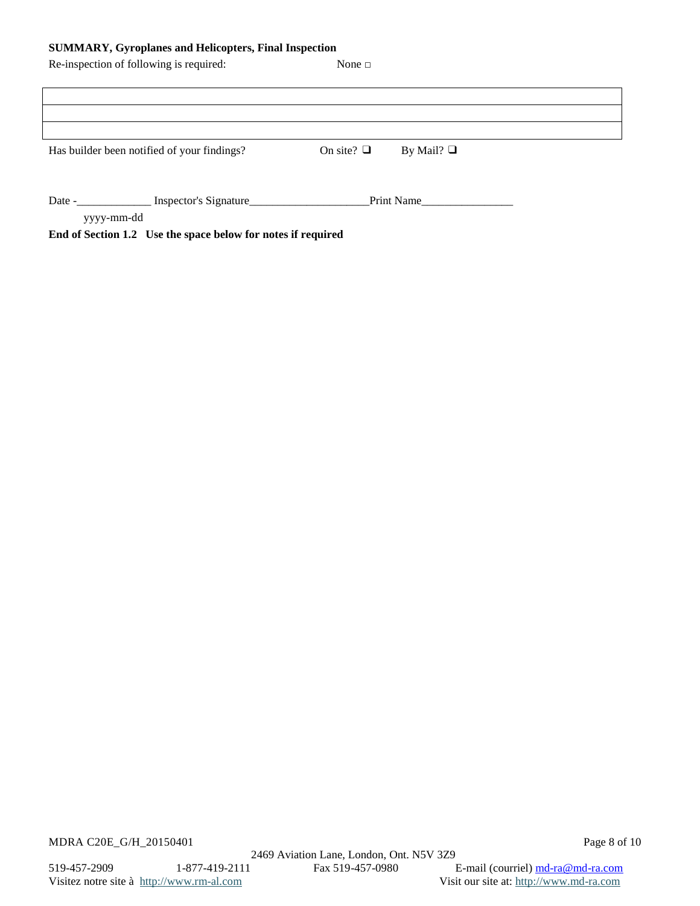**SUMMARY, Gyroplanes and Helicopters, Final Inspection**

Re-inspection of following is required: None □

| |
|---|
| |
| |

Has builder been notified of your findings? On site? ❑ By Mail? ❑

Date -_____________ Inspector's Signature____________________Print Name________________
yyyy-mm-dd

**End of Section 1.2 Use the space below for notes if required**

MDRA C20E_G/H_20150401

2469 Aviation Lane, London, Ont. N5V 3Z9

519-457-2909 1-877-419-2111 Fax 519-457-0980 E-mail (courriel) md-ra@md-ra.com

Visitez notre site à http://www.rm-al.com Visit our site at: http://www.md-ra.com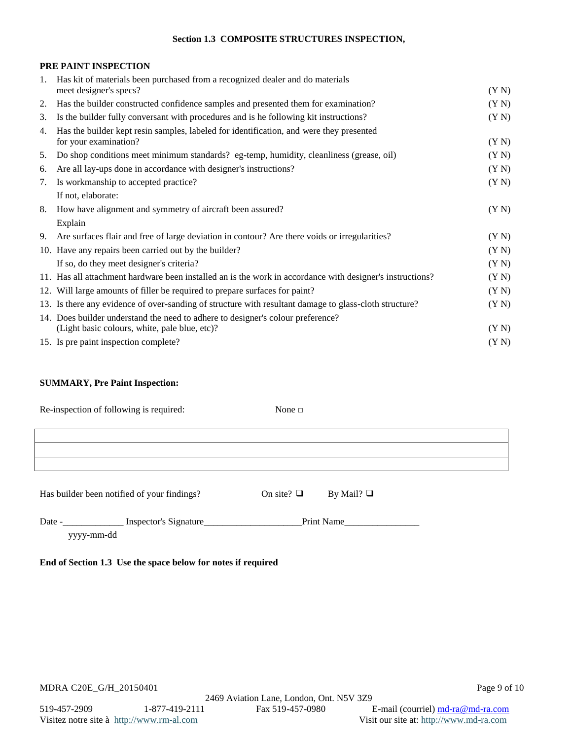**Section 1.3 COMPOSITE STRUCTURES INSPECTION,**

**PRE PAINT INSPECTION**

1. Has kit of materials been purchased from a recognized dealer and do materials meet designer's specs? (Y N)
2. Has the builder constructed confidence samples and presented them for examination? (Y N)
3. Is the builder fully conversant with procedures and is he following kit instructions? (Y N)
4. Has the builder kept resin samples, labeled for identification, and were they presented for your examination? (Y N)
5. Do shop conditions meet minimum standards? eg-temp, humidity, cleanliness (grease, oil) (Y N)
6. Are all lay-ups done in accordance with designer's instructions? (Y N)
7. Is workmanship to accepted practice? (Y N)
   If not, elaborate:
8. How have alignment and symmetry of aircraft been assured? (Y N)
   Explain
9. Are surfaces flair and free of large deviation in contour? Are there voids or irregularities? (Y N)
10. Have any repairs been carried out by the builder? (Y N)
    If so, do they meet designer's criteria? (Y N)
11. Has all attachment hardware been installed an is the work in accordance with designer's instructions? (Y N)
12. Will large amounts of filler be required to prepare surfaces for paint? (Y N)
13. Is there any evidence of over-sanding of structure with resultant damage to glass-cloth structure? (Y N)
14. Does builder understand the need to adhere to designer's colour preference? (Light basic colours, white, pale blue, etc)? (Y N)
15. Is pre paint inspection complete? (Y N)

**SUMMARY, Pre Paint Inspection:**

Re-inspection of following is required: None □

| |
|---|
| |
| |
| |

Has builder been notified of your findings? On site? ❑ By Mail? ❑

Date -_____________ Inspector's Signature_____________________Print Name________________
yyyy-mm-dd

**End of Section 1.3 Use the space below for notes if required**

MDRA C20E_G/H_20150401

2469 Aviation Lane, London, Ont. N5V 3Z9
519-457-2909 1-877-419-2111 Fax 519-457-0980 E-mail (courriel) md-ra@md-ra.com
Visitez notre site à http://www.rm-al.com Visit our site at: http://www.md-ra.com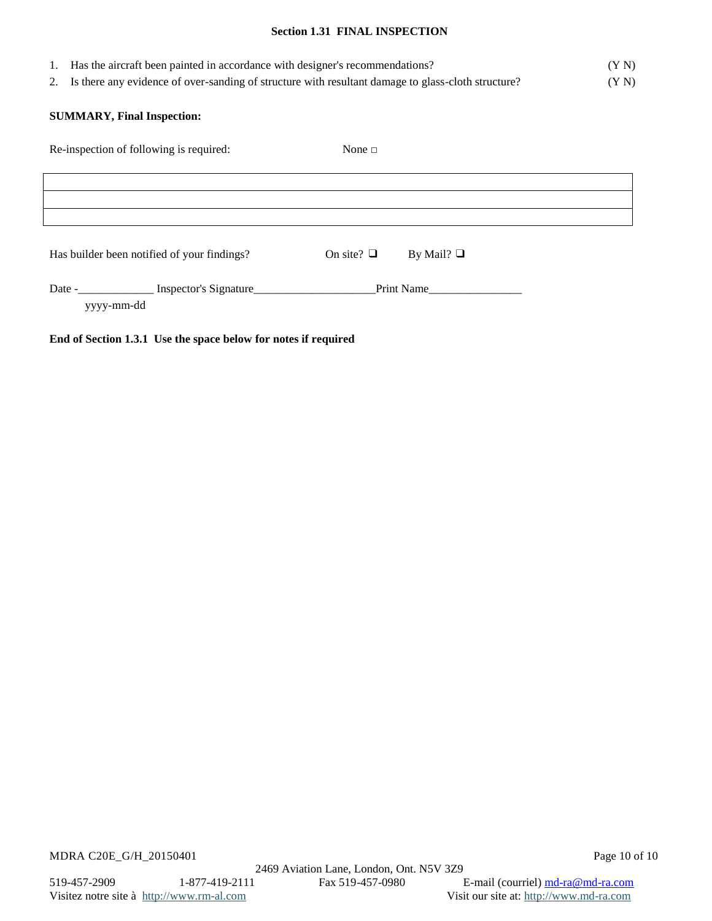## Section 1.31 FINAL INSPECTION

1. Has the aircraft been painted in accordance with designer's recommendations? (Y N)
2. Is there any evidence of over-sanding of structure with resultant damage to glass-cloth structure? (Y N)

**SUMMARY, Final Inspection:**

Re-inspection of following is required: None □

| |
|---|
| |
| |
| |

Has builder been notified of your findings? On site? ❑ By Mail? ❑

Date -_____________ Inspector's Signature_____________________Print Name________________
yyyy-mm-dd

**End of Section 1.3.1 Use the space below for notes if required**

MDRA C20E_G/H_20150401

2469 Aviation Lane, London, Ont. N5V 3Z9

519-457-2909 1-877-419-2111 Fax 519-457-0980 E-mail (courriel) md-ra@md-ra.com

Visitez notre site à http://www.rm-al.com Visit our site at: http://www.md-ra.com